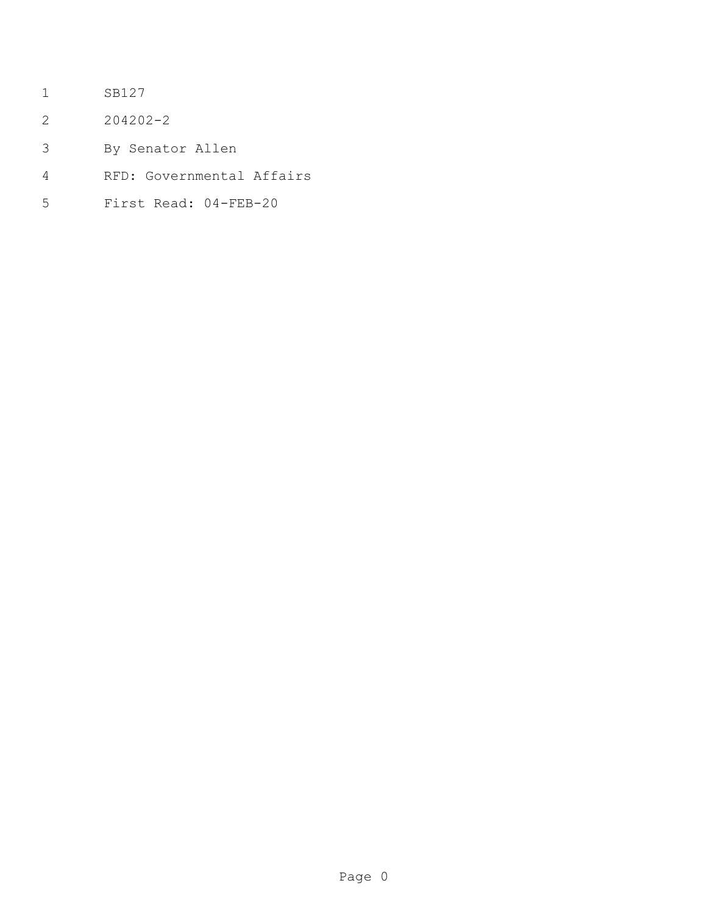SB127

204202-2

By Senator Allen

RFD: Governmental Affairs

First Read: 04-FEB-20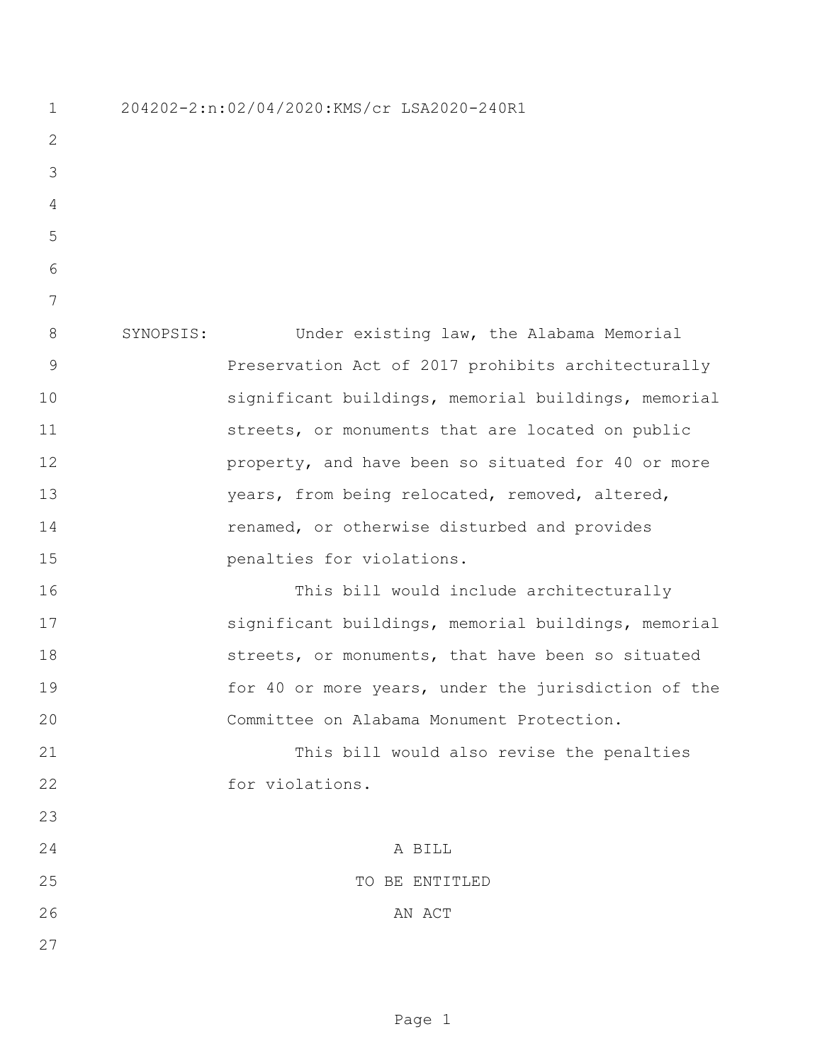204202-2:n:02/04/2020:KMS/cr LSA2020-240R1

SYNOPSIS: Under existing law, the Alabama Memorial Preservation Act of 2017 prohibits architecturally significant buildings, memorial buildings, memorial streets, or monuments that are located on public property, and have been so situated for 40 or more years, from being relocated, removed, altered, renamed, or otherwise disturbed and provides penalties for violations.

This bill would include architecturally significant buildings, memorial buildings, memorial streets, or monuments, that have been so situated for 40 or more years, under the jurisdiction of the Committee on Alabama Monument Protection.

This bill would also revise the penalties for violations.

A BILL

TO BE ENTITLED

AN ACT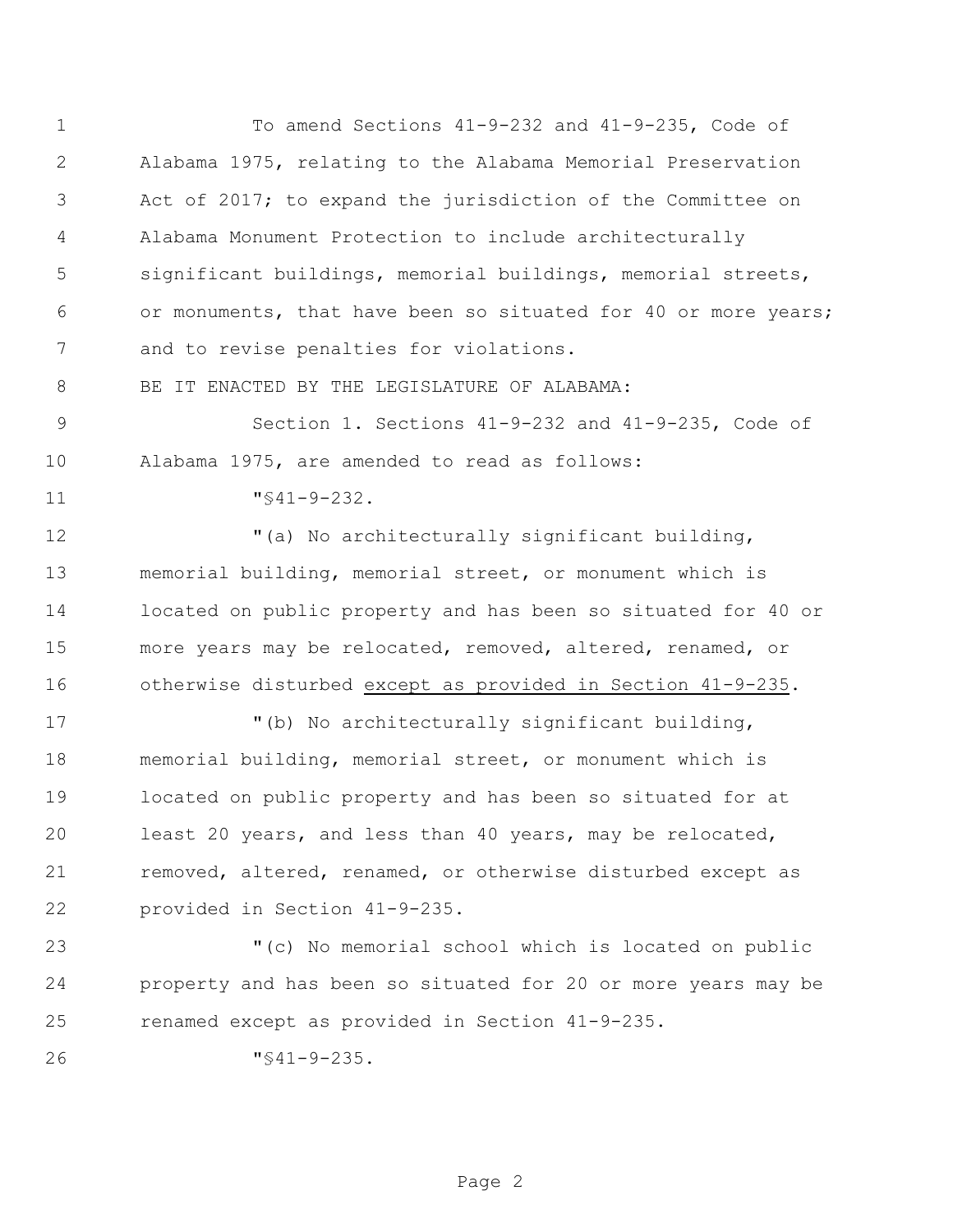To amend Sections 41-9-232 and 41-9-235, Code of Alabama 1975, relating to the Alabama Memorial Preservation Act of 2017; to expand the jurisdiction of the Committee on Alabama Monument Protection to include architecturally significant buildings, memorial buildings, memorial streets, or monuments, that have been so situated for 40 or more years; and to revise penalties for violations.

BE IT ENACTED BY THE LEGISLATURE OF ALABAMA:

Section 1. Sections 41-9-232 and 41-9-235, Code of Alabama 1975, are amended to read as follows:

"§41-9-232.

"(a) No architecturally significant building, memorial building, memorial street, or monument which is located on public property and has been so situated for 40 or more years may be relocated, removed, altered, renamed, or otherwise disturbed <u>except as provided in Section 41-9-235</u>.

"(b) No architecturally significant building, memorial building, memorial street, or monument which is located on public property and has been so situated for at least 20 years, and less than 40 years, may be relocated, removed, altered, renamed, or otherwise disturbed except as provided in Section 41-9-235.

"(c) No memorial school which is located on public property and has been so situated for 20 or more years may be renamed except as provided in Section 41-9-235.

"§41-9-235.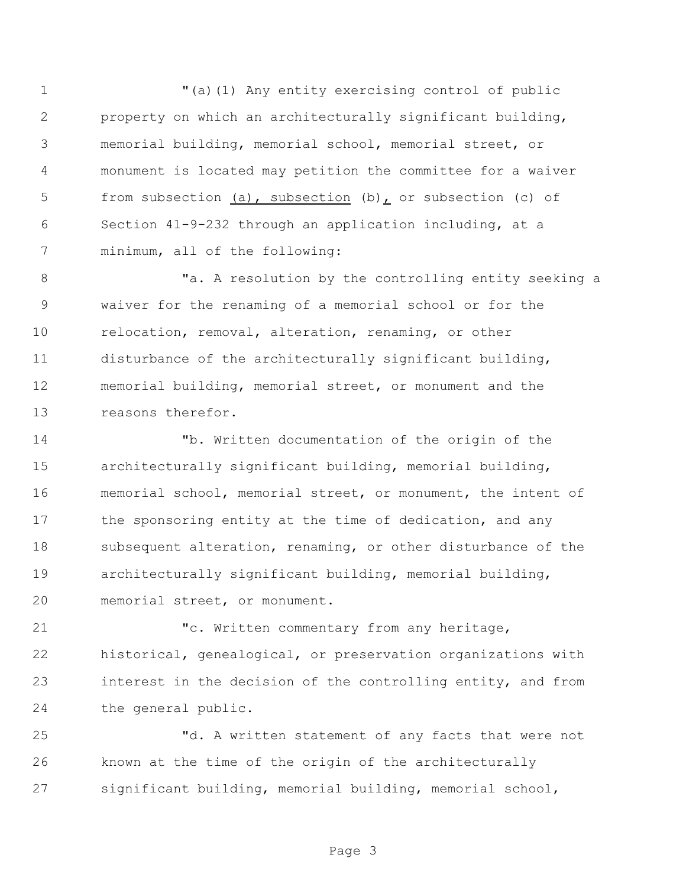"(a)(1) Any entity exercising control of public property on which an architecturally significant building, memorial building, memorial school, memorial street, or monument is located may petition the committee for a waiver from subsection <u>(a), subsection</u> (b)<u>,</u> or subsection (c) of Section 41-9-232 through an application including, at a minimum, all of the following:

"a. A resolution by the controlling entity seeking a waiver for the renaming of a memorial school or for the relocation, removal, alteration, renaming, or other disturbance of the architecturally significant building, memorial building, memorial street, or monument and the reasons therefor.

"b. Written documentation of the origin of the architecturally significant building, memorial building, memorial school, memorial street, or monument, the intent of the sponsoring entity at the time of dedication, and any subsequent alteration, renaming, or other disturbance of the architecturally significant building, memorial building, memorial street, or monument.

"c. Written commentary from any heritage, historical, genealogical, or preservation organizations with interest in the decision of the controlling entity, and from the general public.

"d. A written statement of any facts that were not known at the time of the origin of the architecturally significant building, memorial building, memorial school,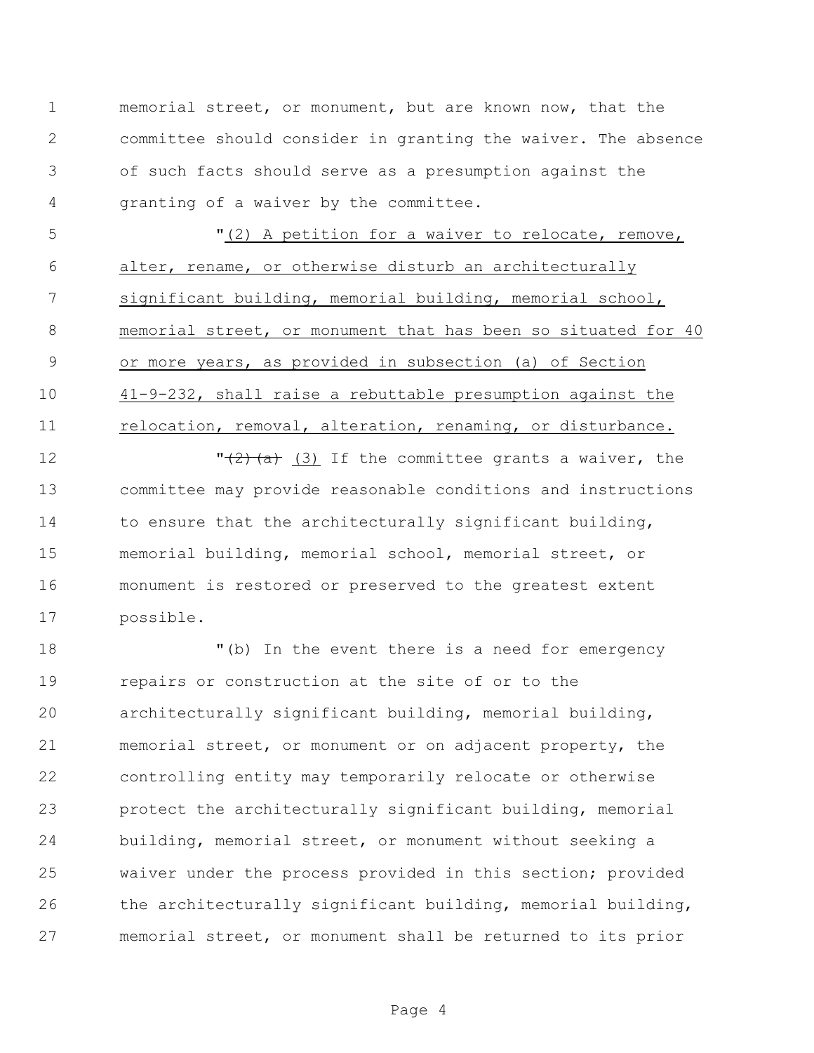memorial street, or monument, but are known now, that the committee should consider in granting the waiver. The absence of such facts should serve as a presumption against the granting of a waiver by the committee.

"<u>(2) A petition for a waiver to relocate, remove, alter, rename, or otherwise disturb an architecturally significant building, memorial building, memorial school, memorial street, or monument that has been so situated for 40 or more years, as provided in subsection (a) of Section 41-9-232, shall raise a rebuttable presumption against the relocation, removal, alteration, renaming, or disturbance.</u>

"~~(2)(a)~~ <u>(3)</u> If the committee grants a waiver, the committee may provide reasonable conditions and instructions to ensure that the architecturally significant building, memorial building, memorial school, memorial street, or monument is restored or preserved to the greatest extent possible.

"(b) In the event there is a need for emergency repairs or construction at the site of or to the architecturally significant building, memorial building, memorial street, or monument or on adjacent property, the controlling entity may temporarily relocate or otherwise protect the architecturally significant building, memorial building, memorial street, or monument without seeking a waiver under the process provided in this section; provided the architecturally significant building, memorial building, memorial street, or monument shall be returned to its prior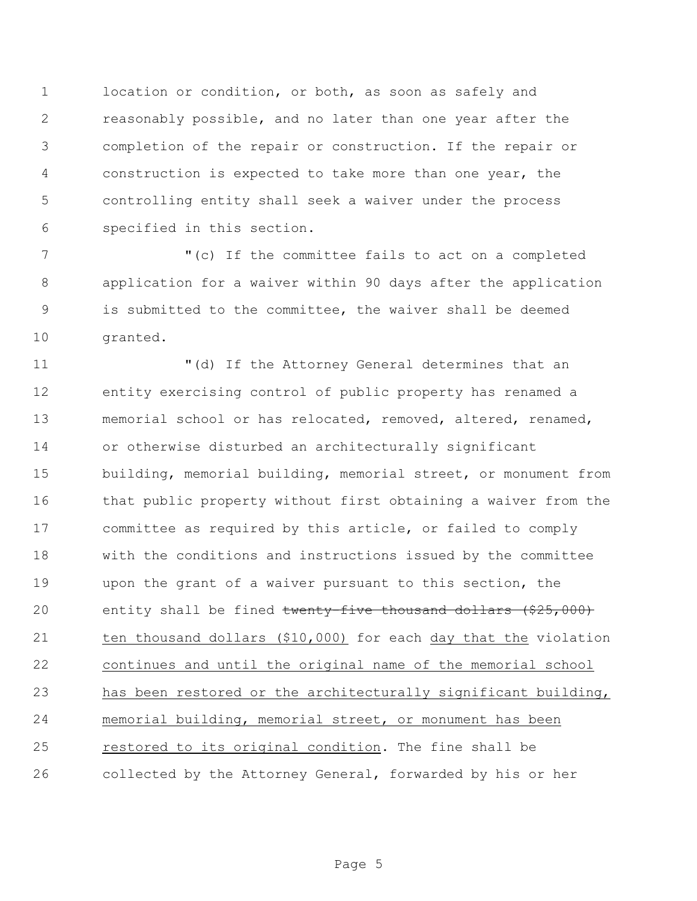location or condition, or both, as soon as safely and reasonably possible, and no later than one year after the completion of the repair or construction. If the repair or construction is expected to take more than one year, the controlling entity shall seek a waiver under the process specified in this section.

"(c) If the committee fails to act on a completed application for a waiver within 90 days after the application is submitted to the committee, the waiver shall be deemed granted.

"(d) If the Attorney General determines that an entity exercising control of public property has renamed a memorial school or has relocated, removed, altered, renamed, or otherwise disturbed an architecturally significant building, memorial building, memorial street, or monument from that public property without first obtaining a waiver from the committee as required by this article, or failed to comply with the conditions and instructions issued by the committee upon the grant of a waiver pursuant to this section, the entity shall be fined ~~twenty-five thousand dollars ($25,000)~~ <u>ten thousand dollars ($10,000)</u> for each <u>day that the</u> violation <u>continues and until the original name of the memorial school has been restored or the architecturally significant building, memorial building, memorial street, or monument has been restored to its original condition</u>. The fine shall be collected by the Attorney General, forwarded by his or her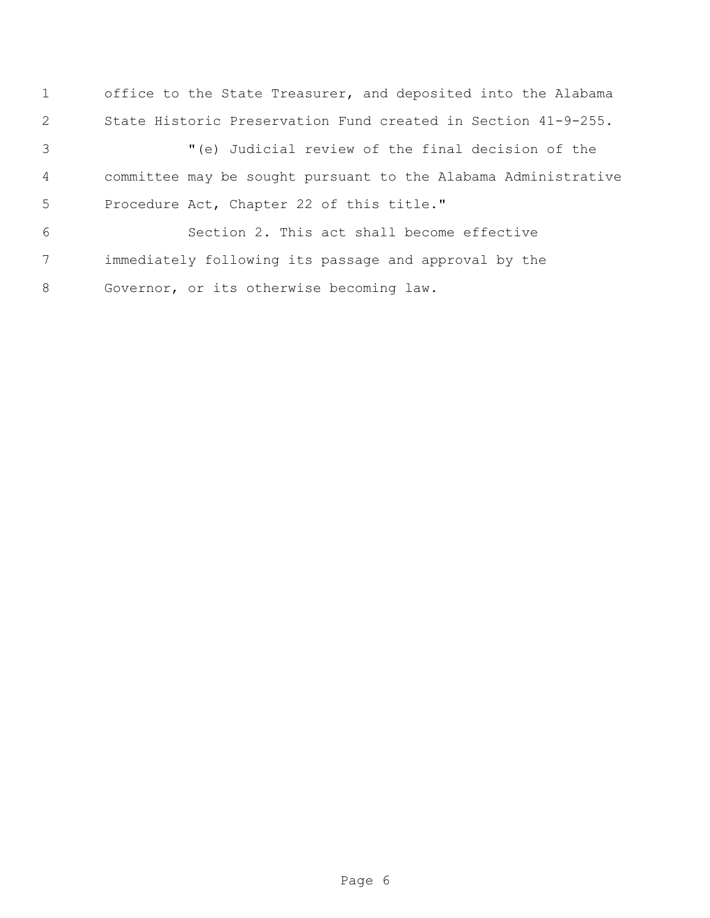office to the State Treasurer, and deposited into the Alabama State Historic Preservation Fund created in Section 41-9-255.

"(e) Judicial review of the final decision of the committee may be sought pursuant to the Alabama Administrative Procedure Act, Chapter 22 of this title."

Section 2. This act shall become effective immediately following its passage and approval by the Governor, or its otherwise becoming law.